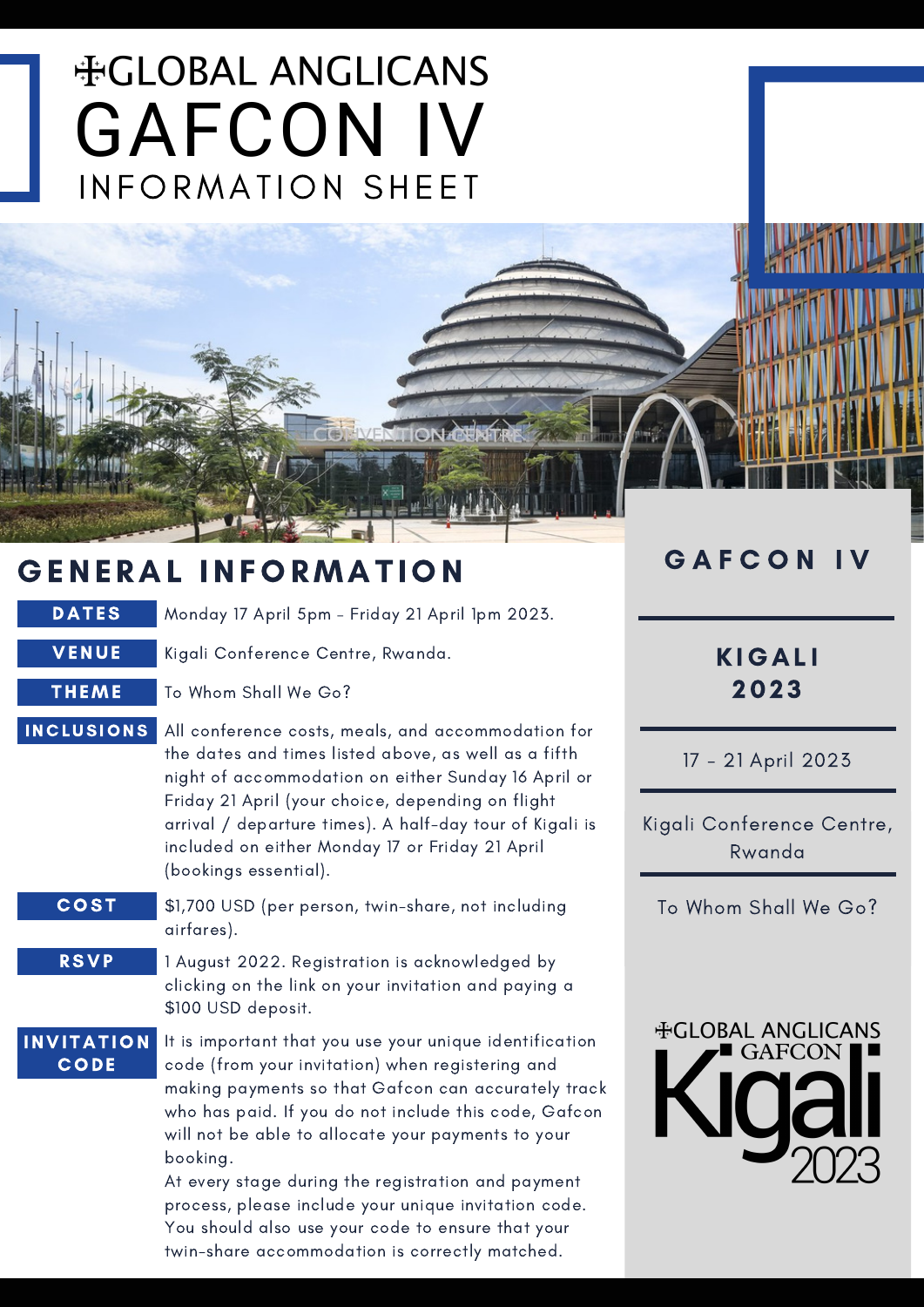# ✠GLOBAL ANGLICANS
# GAFCON IV
## INFORMATION SHEET

## GENERAL INFORMATION

| | |
|---|---|
| **DATES** | Monday 17 April 5pm - Friday 21 April 1pm 2023. |
| **VENUE** | Kigali Conference Centre, Rwanda. |
| **THEME** | To Whom Shall We Go? |
| **INCLUSIONS** | All conference costs, meals, and accommodation for the dates and times listed above, as well as a fifth night of accommodation on either Sunday 16 April or Friday 21 April (your choice, depending on flight arrival / departure times). A half-day tour of Kigali is included on either Monday 17 or Friday 21 April (bookings essential). |
| **COST** | $1,700 USD (per person, twin-share, not including airfares). |
| **RSVP** | 1 August 2022. Registration is acknowledged by clicking on the link on your invitation and paying a $100 USD deposit. |
| **INVITATION CODE** | It is important that you use your unique identification code (from your invitation) when registering and making payments so that Gafcon can accurately track who has paid. If you do not include this code, Gafcon will not be able to allocate your payments to your booking. At every stage during the registration and payment process, please include your unique invitation code. You should also use your code to ensure that your twin-share accommodation is correctly matched. |

**GAFCON IV**

**KIGALI 2023**

17 - 21 April 2023

Kigali Conference Centre, Rwanda

To Whom Shall We Go?

✠GLOBAL ANGLICANS GAFCON Kigali 2023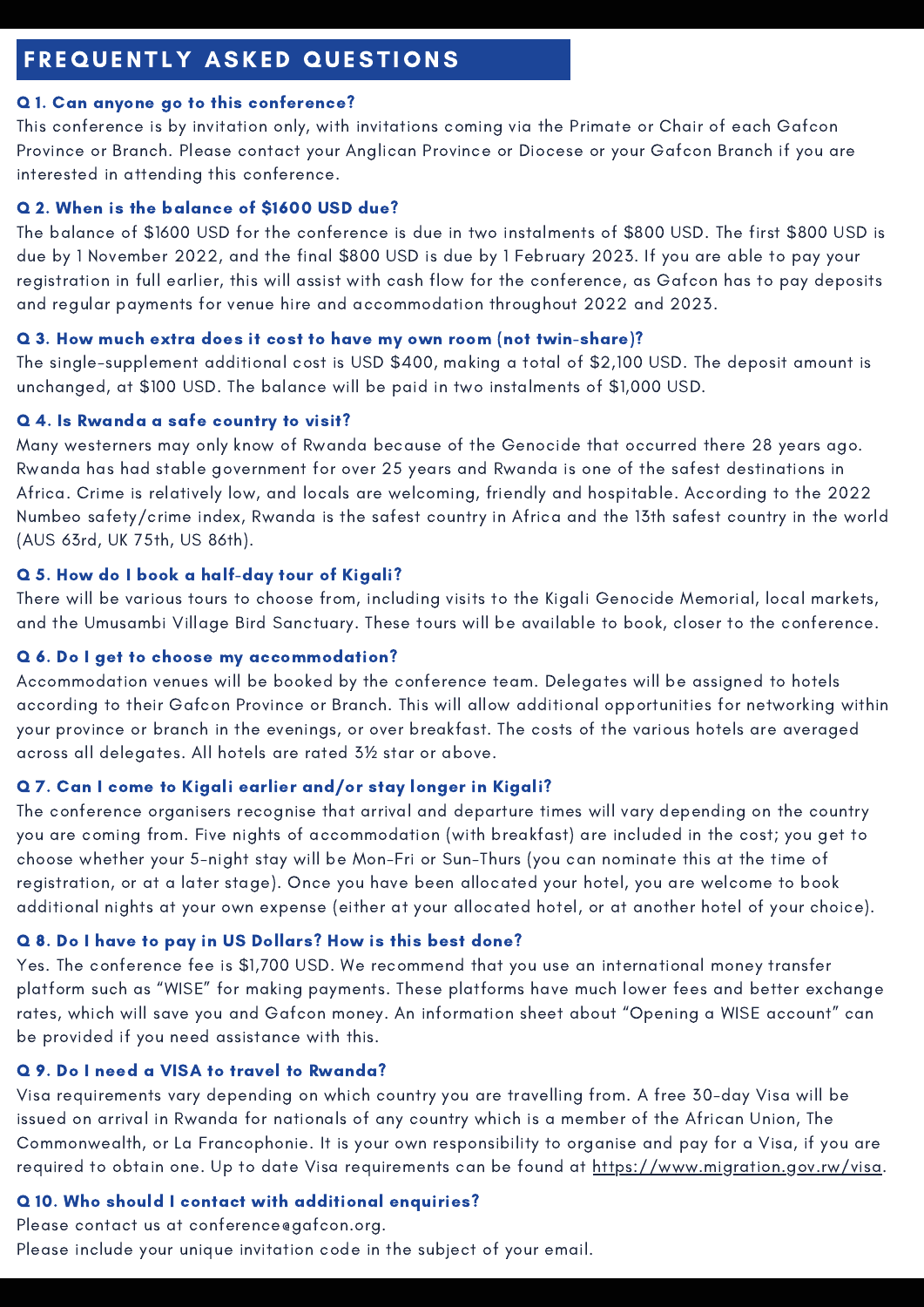## FREQUENTLY ASKED QUESTIONS

### Q 1. Can anyone go to this conference?

This conference is by invitation only, with invitations coming via the Primate or Chair of each Gafcon Province or Branch. Please contact your Anglican Province or Diocese or your Gafcon Branch if you are interested in attending this conference.

### Q 2. When is the balance of $1600 USD due?

The balance of $1600 USD for the conference is due in two instalments of $800 USD. The first $800 USD is due by 1 November 2022, and the final $800 USD is due by 1 February 2023. If you are able to pay your registration in full earlier, this will assist with cash flow for the conference, as Gafcon has to pay deposits and regular payments for venue hire and accommodation throughout 2022 and 2023.

### Q 3. How much extra does it cost to have my own room (not twin-share)?

The single-supplement additional cost is USD $400, making a total of $2,100 USD. The deposit amount is unchanged, at $100 USD. The balance will be paid in two instalments of $1,000 USD.

### Q 4. Is Rwanda a safe country to visit?

Many westerners may only know of Rwanda because of the Genocide that occurred there 28 years ago. Rwanda has had stable government for over 25 years and Rwanda is one of the safest destinations in Africa. Crime is relatively low, and locals are welcoming, friendly and hospitable. According to the 2022 Numbeo safety/crime index, Rwanda is the safest country in Africa and the 13th safest country in the world (AUS 63rd, UK 75th, US 86th).

### Q 5. How do I book a half-day tour of Kigali?

There will be various tours to choose from, including visits to the Kigali Genocide Memorial, local markets, and the Umusambi Village Bird Sanctuary. These tours will be available to book, closer to the conference.

### Q 6. Do I get to choose my accommodation?

Accommodation venues will be booked by the conference team. Delegates will be assigned to hotels according to their Gafcon Province or Branch. This will allow additional opportunities for networking within your province or branch in the evenings, or over breakfast. The costs of the various hotels are averaged across all delegates. All hotels are rated 3½ star or above.

### Q 7. Can I come to Kigali earlier and/or stay longer in Kigali?

The conference organisers recognise that arrival and departure times will vary depending on the country you are coming from. Five nights of accommodation (with breakfast) are included in the cost; you get to choose whether your 5-night stay will be Mon-Fri or Sun-Thurs (you can nominate this at the time of registration, or at a later stage). Once you have been allocated your hotel, you are welcome to book additional nights at your own expense (either at your allocated hotel, or at another hotel of your choice).

### Q 8. Do I have to pay in US Dollars? How is this best done?

Yes. The conference fee is $1,700 USD. We recommend that you use an international money transfer platform such as "WISE" for making payments. These platforms have much lower fees and better exchange rates, which will save you and Gafcon money. An information sheet about "Opening a WISE account" can be provided if you need assistance with this.

### Q 9. Do I need a VISA to travel to Rwanda?

Visa requirements vary depending on which country you are travelling from. A free 30-day Visa will be issued on arrival in Rwanda for nationals of any country which is a member of the African Union, The Commonwealth, or La Francophonie. It is your own responsibility to organise and pay for a Visa, if you are required to obtain one. Up to date Visa requirements can be found at https://www.migration.gov.rw/visa.

### Q 10. Who should I contact with additional enquiries?

Please contact us at conference@gafcon.org.
Please include your unique invitation code in the subject of your email.